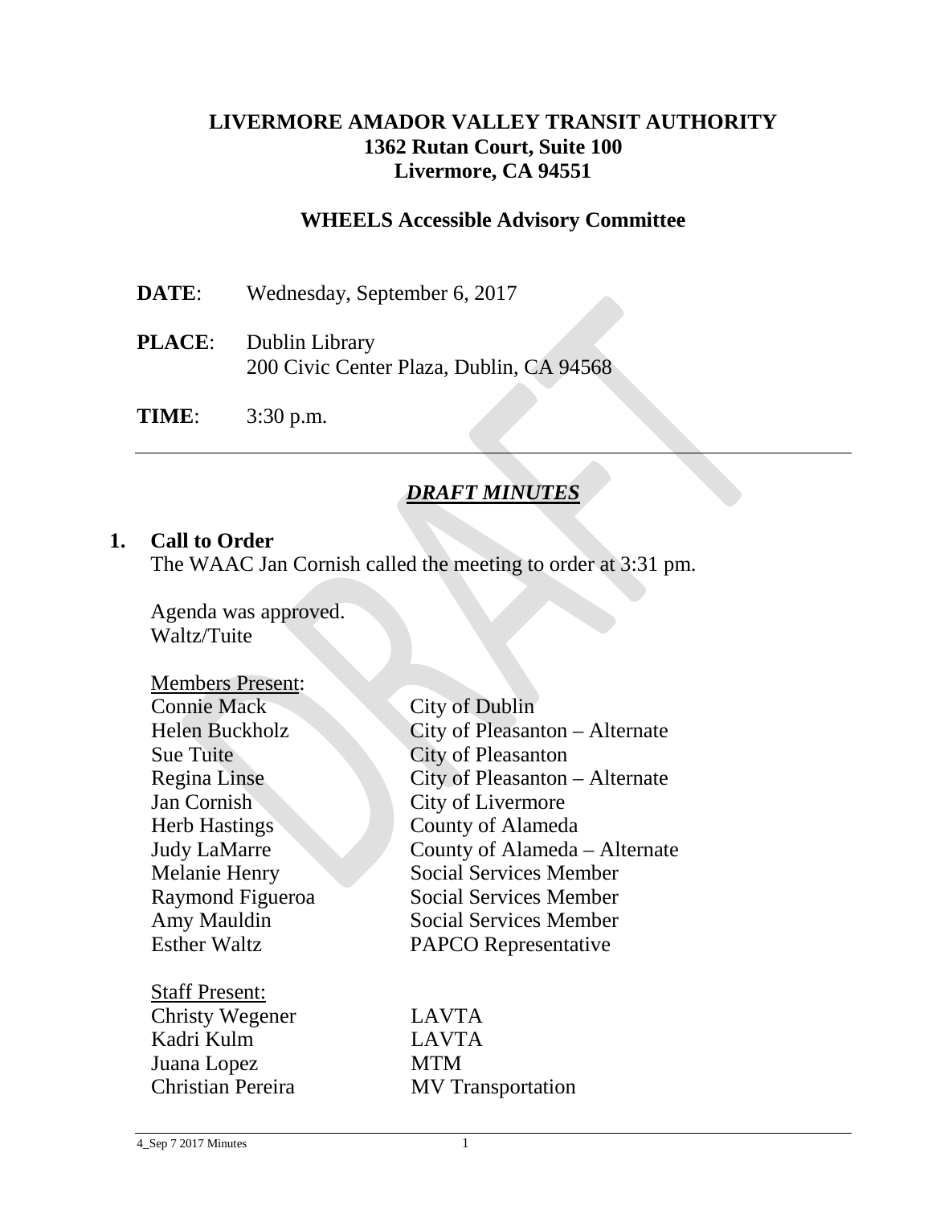# LIVERMORE AMADOR VALLEY TRANSIT AUTHORITY
**1362 Rutan Court, Suite 100**
**Livermore, CA 94551**

## WHEELS Accessible Advisory Committee

**DATE**: Wednesday, September 6, 2017

**PLACE**: Dublin Library
200 Civic Center Plaza, Dublin, CA 94568

**TIME**: 3:30 p.m.

---

## ***DRAFT MINUTES***

**1. Call to Order**

The WAAC Jan Cornish called the meeting to order at 3:31 pm.

Agenda was approved.
Waltz/Tuite

Members Present:

| | |
|---|---|
| Connie Mack | City of Dublin |
| Helen Buckholz | City of Pleasanton – Alternate |
| Sue Tuite | City of Pleasanton |
| Regina Linse | City of Pleasanton – Alternate |
| Jan Cornish | City of Livermore |
| Herb Hastings | County of Alameda |
| Judy LaMarre | County of Alameda – Alternate |
| Melanie Henry | Social Services Member |
| Raymond Figueroa | Social Services Member |
| Amy Mauldin | Social Services Member |
| Esther Waltz | PAPCO Representative |

Staff Present:

| | |
|---|---|
| Christy Wegener | LAVTA |
| Kadri Kulm | LAVTA |
| Juana Lopez | MTM |
| Christian Pereira | MV Transportation |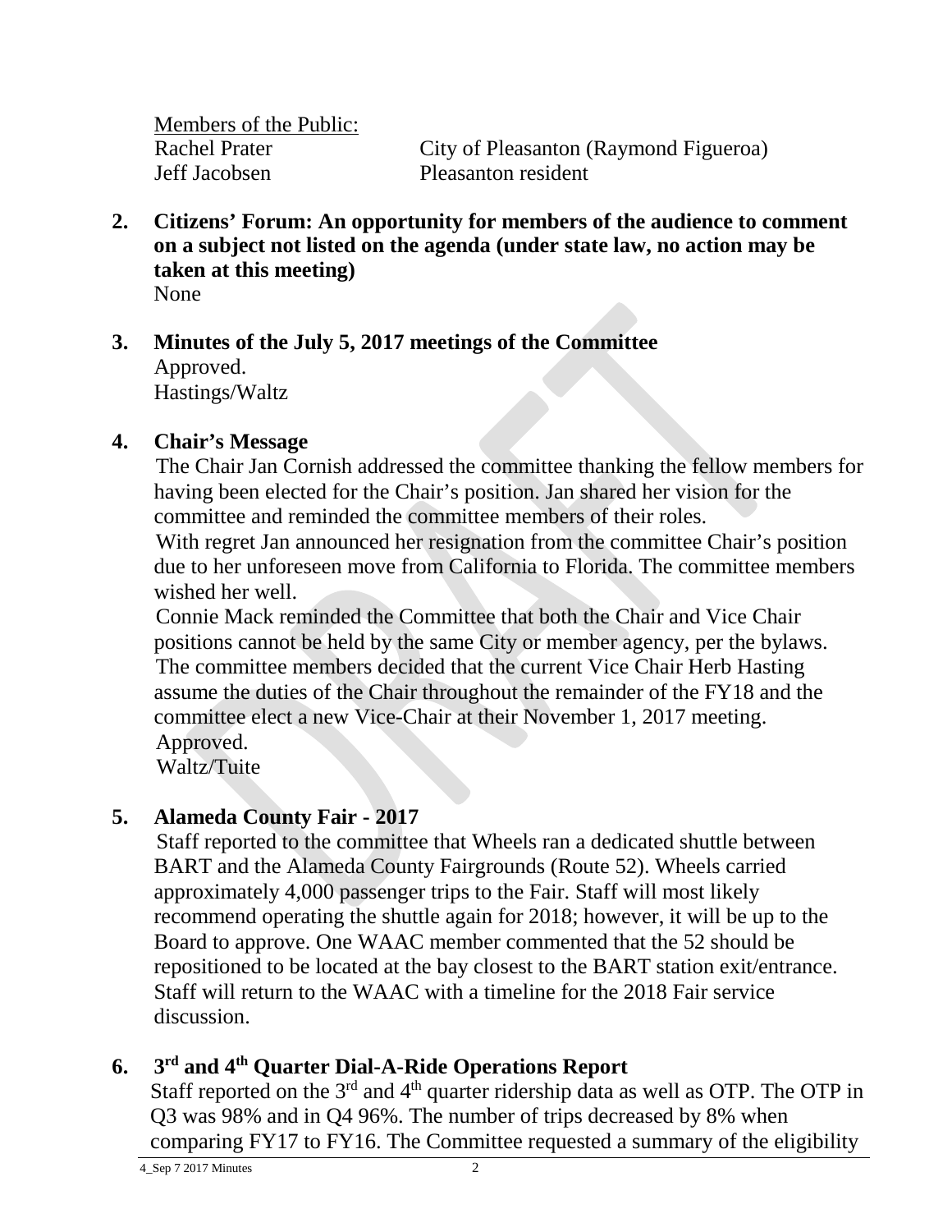Members of the Public:

| | |
|---|---|
| Rachel Prater | City of Pleasanton (Raymond Figueroa) |
| Jeff Jacobsen | Pleasanton resident |

**2. Citizens' Forum: An opportunity for members of the audience to comment on a subject not listed on the agenda (under state law, no action may be taken at this meeting)**

None

**3. Minutes of the July 5, 2017 meetings of the Committee**

Approved.
Hastings/Waltz

**4. Chair's Message**

The Chair Jan Cornish addressed the committee thanking the fellow members for having been elected for the Chair's position. Jan shared her vision for the committee and reminded the committee members of their roles.

With regret Jan announced her resignation from the committee Chair's position due to her unforeseen move from California to Florida. The committee members wished her well.

Connie Mack reminded the Committee that both the Chair and Vice Chair positions cannot be held by the same City or member agency, per the bylaws.

The committee members decided that the current Vice Chair Herb Hasting assume the duties of the Chair throughout the remainder of the FY18 and the committee elect a new Vice-Chair at their November 1, 2017 meeting.

Approved.
Waltz/Tuite

**5. Alameda County Fair - 2017**

Staff reported to the committee that Wheels ran a dedicated shuttle between BART and the Alameda County Fairgrounds (Route 52). Wheels carried approximately 4,000 passenger trips to the Fair. Staff will most likely recommend operating the shuttle again for 2018; however, it will be up to the Board to approve. One WAAC member commented that the 52 should be repositioned to be located at the bay closest to the BART station exit/entrance. Staff will return to the WAAC with a timeline for the 2018 Fair service discussion.

**6. 3rd and 4th Quarter Dial-A-Ride Operations Report**

Staff reported on the 3rd and 4th quarter ridership data as well as OTP. The OTP in Q3 was 98% and in Q4 96%. The number of trips decreased by 8% when comparing FY17 to FY16. The Committee requested a summary of the eligibility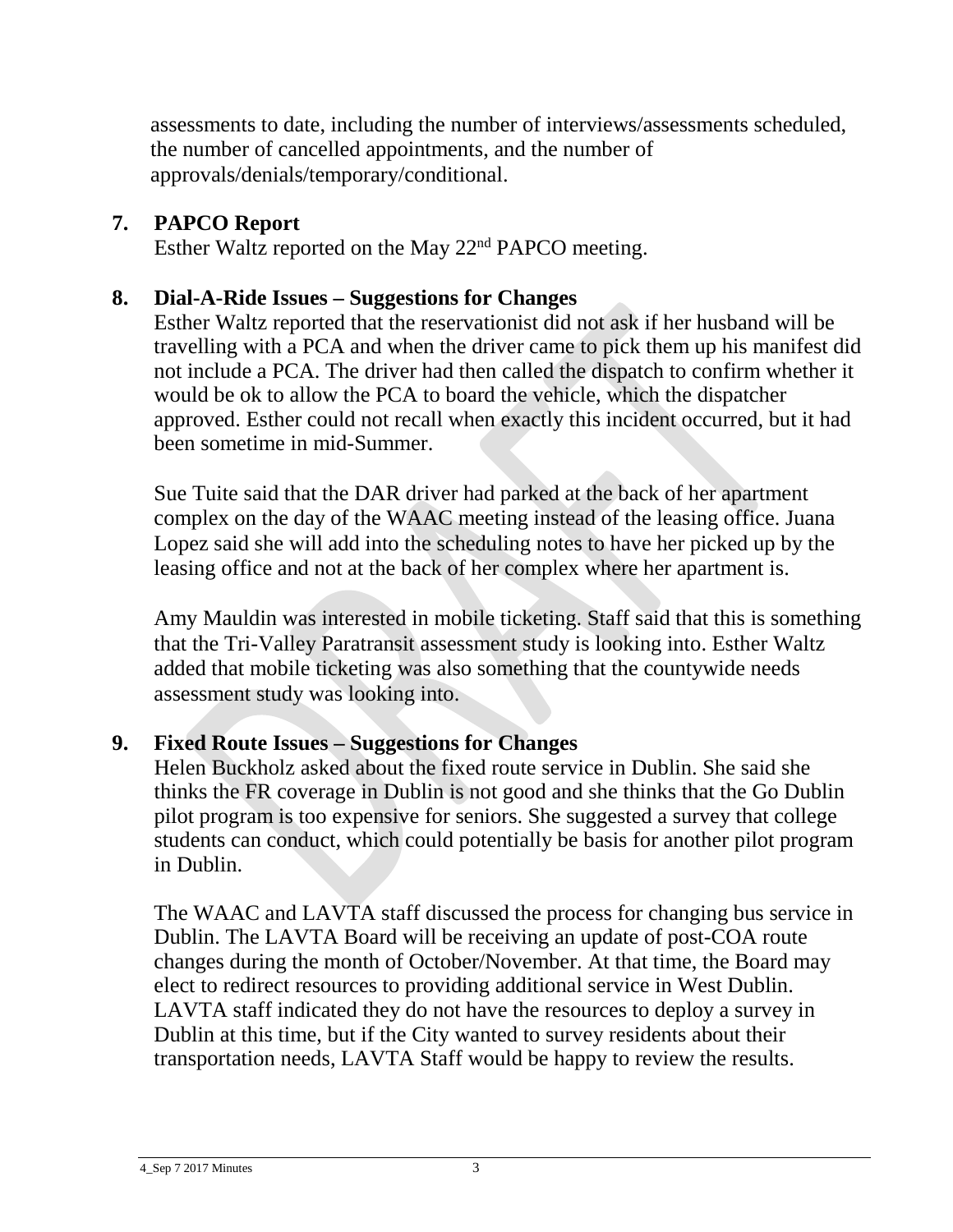assessments to date, including the number of interviews/assessments scheduled, the number of cancelled appointments, and the number of approvals/denials/temporary/conditional.

**7. PAPCO Report**

Esther Waltz reported on the May 22nd PAPCO meeting.

**8. Dial-A-Ride Issues – Suggestions for Changes**

Esther Waltz reported that the reservationist did not ask if her husband will be travelling with a PCA and when the driver came to pick them up his manifest did not include a PCA. The driver had then called the dispatch to confirm whether it would be ok to allow the PCA to board the vehicle, which the dispatcher approved. Esther could not recall when exactly this incident occurred, but it had been sometime in mid-Summer.

Sue Tuite said that the DAR driver had parked at the back of her apartment complex on the day of the WAAC meeting instead of the leasing office. Juana Lopez said she will add into the scheduling notes to have her picked up by the leasing office and not at the back of her complex where her apartment is.

Amy Mauldin was interested in mobile ticketing. Staff said that this is something that the Tri-Valley Paratransit assessment study is looking into. Esther Waltz added that mobile ticketing was also something that the countywide needs assessment study was looking into.

**9. Fixed Route Issues – Suggestions for Changes**

Helen Buckholz asked about the fixed route service in Dublin. She said she thinks the FR coverage in Dublin is not good and she thinks that the Go Dublin pilot program is too expensive for seniors. She suggested a survey that college students can conduct, which could potentially be basis for another pilot program in Dublin.

The WAAC and LAVTA staff discussed the process for changing bus service in Dublin. The LAVTA Board will be receiving an update of post-COA route changes during the month of October/November. At that time, the Board may elect to redirect resources to providing additional service in West Dublin. LAVTA staff indicated they do not have the resources to deploy a survey in Dublin at this time, but if the City wanted to survey residents about their transportation needs, LAVTA Staff would be happy to review the results.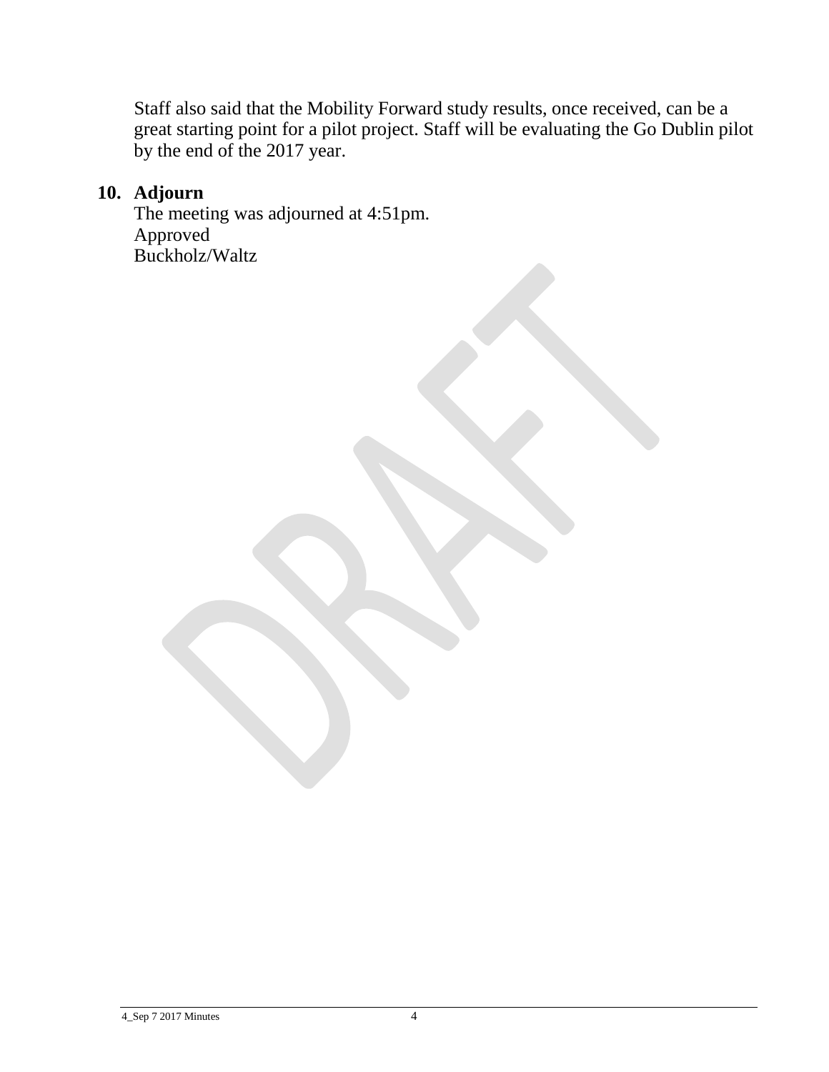Staff also said that the Mobility Forward study results, once received, can be a great starting point for a pilot project. Staff will be evaluating the Go Dublin pilot by the end of the 2017 year.

**10. Adjourn**

The meeting was adjourned at 4:51pm.
Approved
Buckholz/Waltz